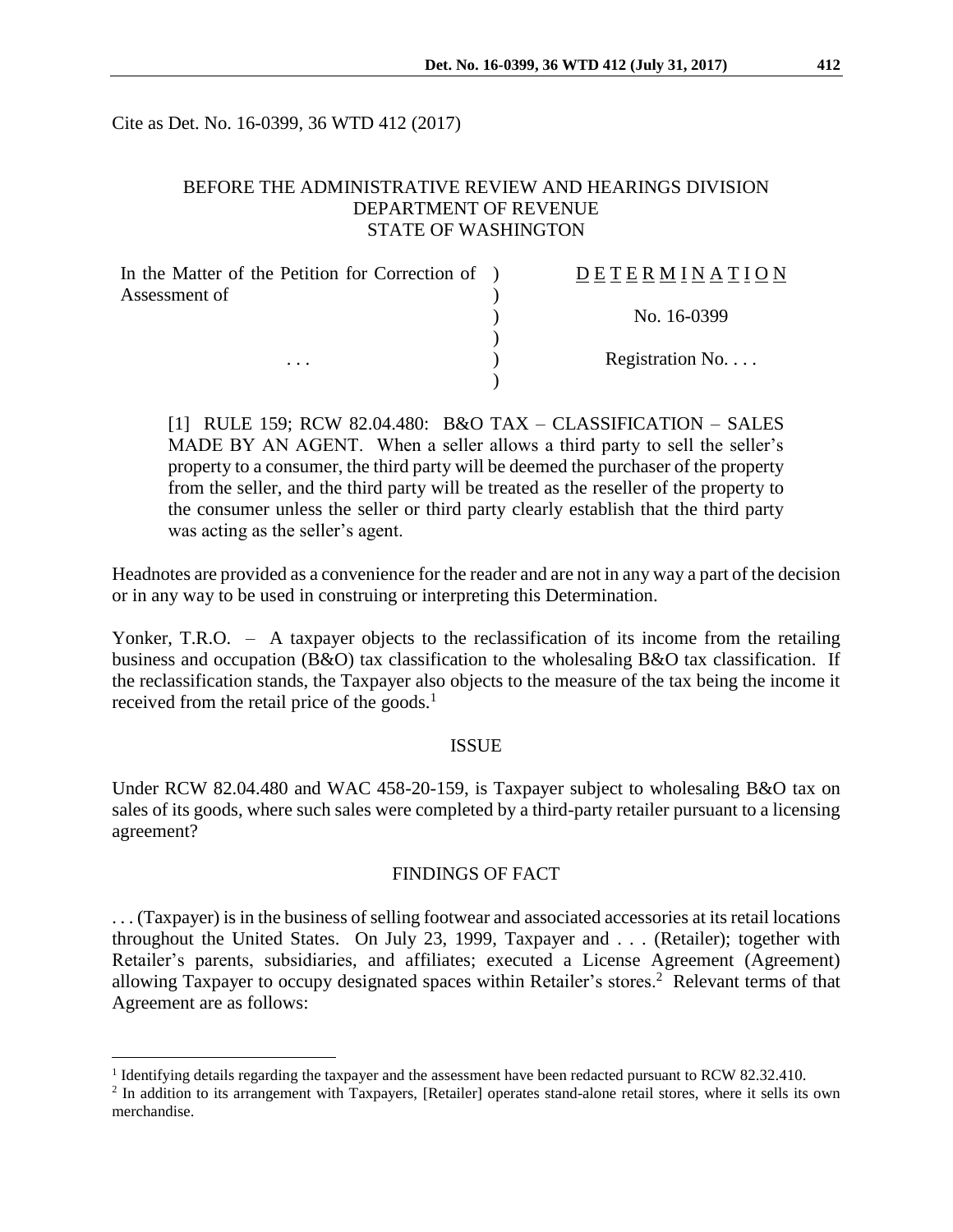Cite as Det. No. 16-0399, 36 WTD 412 (2017)

BEFORE THE ADMINISTRATIVE REVIEW AND HEARINGS DIVISION
DEPARTMENT OF REVENUE
STATE OF WASHINGTON

| In the Matter of the Petition for Correction of Assessment of | ) | DETERMINATION |
|---|---|---|
| | ) | No. 16-0399 |
| . . . | ) | Registration No. . . . |

[1] RULE 159; RCW 82.04.480: B&O TAX – CLASSIFICATION – SALES MADE BY AN AGENT. When a seller allows a third party to sell the seller's property to a consumer, the third party will be deemed the purchaser of the property from the seller, and the third party will be treated as the reseller of the property to the consumer unless the seller or third party clearly establish that the third party was acting as the seller's agent.

Headnotes are provided as a convenience for the reader and are not in any way a part of the decision or in any way to be used in construing or interpreting this Determination.

Yonker, T.R.O. – A taxpayer objects to the reclassification of its income from the retailing business and occupation (B&O) tax classification to the wholesaling B&O tax classification. If the reclassification stands, the Taxpayer also objects to the measure of the tax being the income it received from the retail price of the goods.[1]

## ISSUE

Under RCW 82.04.480 and WAC 458-20-159, is Taxpayer subject to wholesaling B&O tax on sales of its goods, where such sales were completed by a third-party retailer pursuant to a licensing agreement?

## FINDINGS OF FACT

. . . (Taxpayer) is in the business of selling footwear and associated accessories at its retail locations throughout the United States. On July 23, 1999, Taxpayer and . . . (Retailer); together with Retailer's parents, subsidiaries, and affiliates; executed a License Agreement (Agreement) allowing Taxpayer to occupy designated spaces within Retailer's stores.[2] Relevant terms of that Agreement are as follows:

[1] Identifying details regarding the taxpayer and the assessment have been redacted pursuant to RCW 82.32.410.

[2] In addition to its arrangement with Taxpayers, [Retailer] operates stand-alone retail stores, where it sells its own merchandise.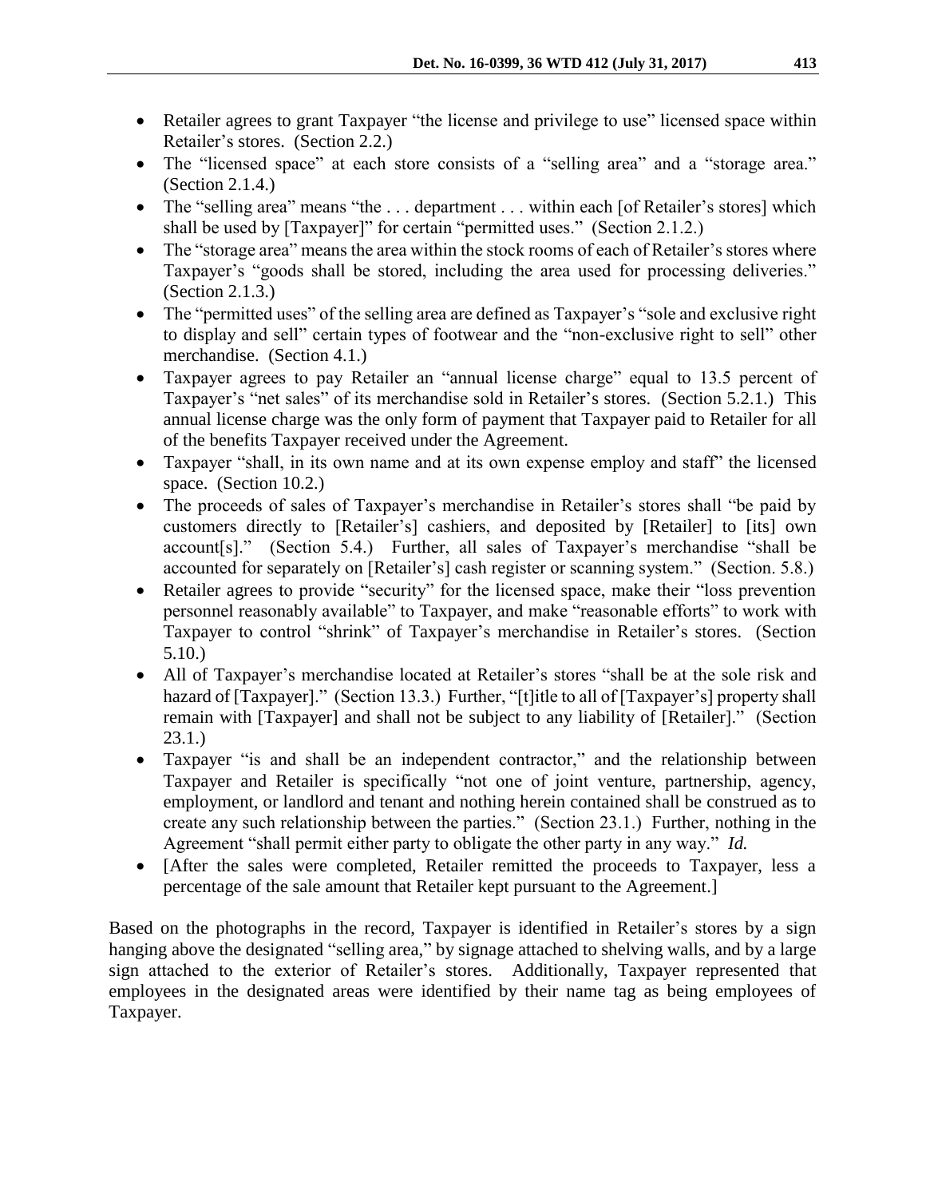- Retailer agrees to grant Taxpayer "the license and privilege to use" licensed space within Retailer's stores. (Section 2.2.)
- The "licensed space" at each store consists of a "selling area" and a "storage area." (Section 2.1.4.)
- The "selling area" means "the . . . department . . . within each [of Retailer's stores] which shall be used by [Taxpayer]" for certain "permitted uses." (Section 2.1.2.)
- The "storage area" means the area within the stock rooms of each of Retailer's stores where Taxpayer's "goods shall be stored, including the area used for processing deliveries." (Section 2.1.3.)
- The "permitted uses" of the selling area are defined as Taxpayer's "sole and exclusive right to display and sell" certain types of footwear and the "non-exclusive right to sell" other merchandise. (Section 4.1.)
- Taxpayer agrees to pay Retailer an "annual license charge" equal to 13.5 percent of Taxpayer's "net sales" of its merchandise sold in Retailer's stores. (Section 5.2.1.) This annual license charge was the only form of payment that Taxpayer paid to Retailer for all of the benefits Taxpayer received under the Agreement.
- Taxpayer "shall, in its own name and at its own expense employ and staff" the licensed space. (Section 10.2.)
- The proceeds of sales of Taxpayer's merchandise in Retailer's stores shall "be paid by customers directly to [Retailer's] cashiers, and deposited by [Retailer] to [its] own account[s]." (Section 5.4.) Further, all sales of Taxpayer's merchandise "shall be accounted for separately on [Retailer's] cash register or scanning system." (Section. 5.8.)
- Retailer agrees to provide "security" for the licensed space, make their "loss prevention personnel reasonably available" to Taxpayer, and make "reasonable efforts" to work with Taxpayer to control "shrink" of Taxpayer's merchandise in Retailer's stores. (Section 5.10.)
- All of Taxpayer's merchandise located at Retailer's stores "shall be at the sole risk and hazard of [Taxpayer]." (Section 13.3.) Further, "[t]itle to all of [Taxpayer's] property shall remain with [Taxpayer] and shall not be subject to any liability of [Retailer]." (Section 23.1.)
- Taxpayer "is and shall be an independent contractor," and the relationship between Taxpayer and Retailer is specifically "not one of joint venture, partnership, agency, employment, or landlord and tenant and nothing herein contained shall be construed as to create any such relationship between the parties." (Section 23.1.) Further, nothing in the Agreement "shall permit either party to obligate the other party in any way." *Id.*
- [After the sales were completed, Retailer remitted the proceeds to Taxpayer, less a percentage of the sale amount that Retailer kept pursuant to the Agreement.]

Based on the photographs in the record, Taxpayer is identified in Retailer's stores by a sign hanging above the designated "selling area," by signage attached to shelving walls, and by a large sign attached to the exterior of Retailer's stores. Additionally, Taxpayer represented that employees in the designated areas were identified by their name tag as being employees of Taxpayer.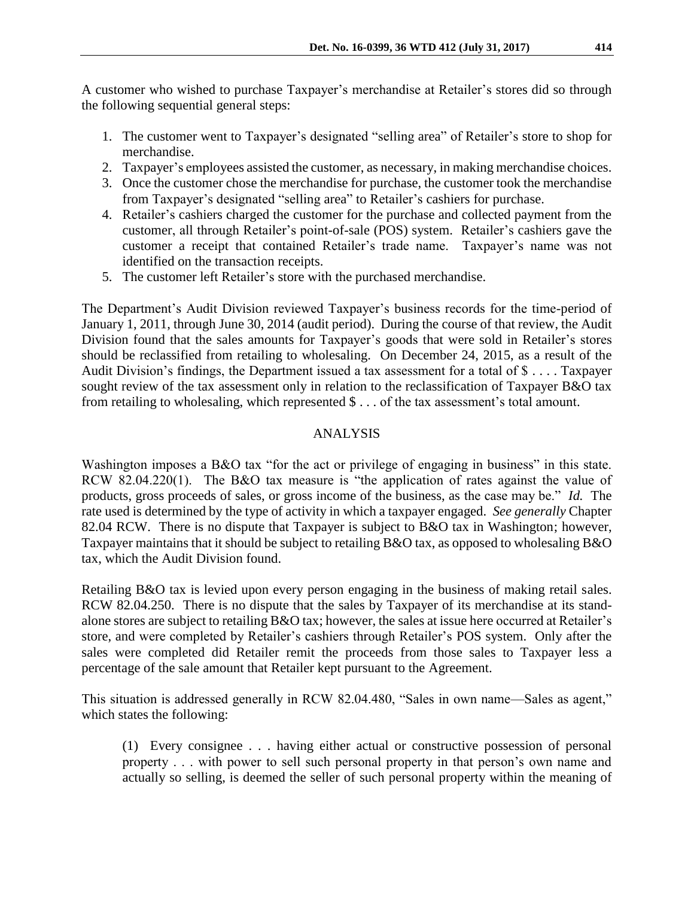A customer who wished to purchase Taxpayer's merchandise at Retailer's stores did so through the following sequential general steps:

1. The customer went to Taxpayer's designated "selling area" of Retailer's store to shop for merchandise.
2. Taxpayer's employees assisted the customer, as necessary, in making merchandise choices.
3. Once the customer chose the merchandise for purchase, the customer took the merchandise from Taxpayer's designated "selling area" to Retailer's cashiers for purchase.
4. Retailer's cashiers charged the customer for the purchase and collected payment from the customer, all through Retailer's point-of-sale (POS) system. Retailer's cashiers gave the customer a receipt that contained Retailer's trade name. Taxpayer's name was not identified on the transaction receipts.
5. The customer left Retailer's store with the purchased merchandise.

The Department's Audit Division reviewed Taxpayer's business records for the time-period of January 1, 2011, through June 30, 2014 (audit period). During the course of that review, the Audit Division found that the sales amounts for Taxpayer's goods that were sold in Retailer's stores should be reclassified from retailing to wholesaling. On December 24, 2015, as a result of the Audit Division's findings, the Department issued a tax assessment for a total of $ . . . . Taxpayer sought review of the tax assessment only in relation to the reclassification of Taxpayer B&O tax from retailing to wholesaling, which represented $ . . . of the tax assessment's total amount.

## ANALYSIS

Washington imposes a B&O tax "for the act or privilege of engaging in business" in this state. RCW 82.04.220(1). The B&O tax measure is "the application of rates against the value of products, gross proceeds of sales, or gross income of the business, as the case may be." *Id.* The rate used is determined by the type of activity in which a taxpayer engaged. *See generally* Chapter 82.04 RCW. There is no dispute that Taxpayer is subject to B&O tax in Washington; however, Taxpayer maintains that it should be subject to retailing B&O tax, as opposed to wholesaling B&O tax, which the Audit Division found.

Retailing B&O tax is levied upon every person engaging in the business of making retail sales. RCW 82.04.250. There is no dispute that the sales by Taxpayer of its merchandise at its stand-alone stores are subject to retailing B&O tax; however, the sales at issue here occurred at Retailer's store, and were completed by Retailer's cashiers through Retailer's POS system. Only after the sales were completed did Retailer remit the proceeds from those sales to Taxpayer less a percentage of the sale amount that Retailer kept pursuant to the Agreement.

This situation is addressed generally in RCW 82.04.480, "Sales in own name—Sales as agent," which states the following:

> (1) Every consignee . . . having either actual or constructive possession of personal property . . . with power to sell such personal property in that person's own name and actually so selling, is deemed the seller of such personal property within the meaning of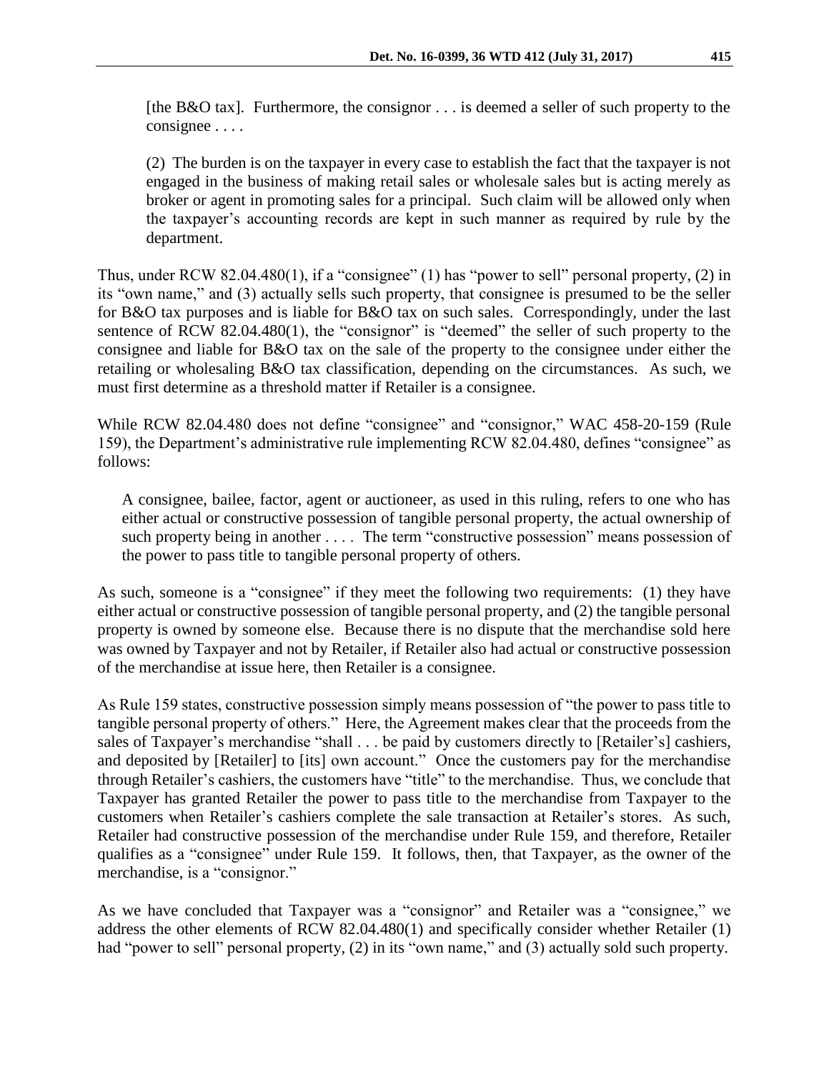[the B&O tax]. Furthermore, the consignor . . . is deemed a seller of such property to the consignee . . . .

(2) The burden is on the taxpayer in every case to establish the fact that the taxpayer is not engaged in the business of making retail sales or wholesale sales but is acting merely as broker or agent in promoting sales for a principal. Such claim will be allowed only when the taxpayer's accounting records are kept in such manner as required by rule by the department.

Thus, under RCW 82.04.480(1), if a "consignee" (1) has "power to sell" personal property, (2) in its "own name," and (3) actually sells such property, that consignee is presumed to be the seller for B&O tax purposes and is liable for B&O tax on such sales. Correspondingly, under the last sentence of RCW 82.04.480(1), the "consignor" is "deemed" the seller of such property to the consignee and liable for B&O tax on the sale of the property to the consignee under either the retailing or wholesaling B&O tax classification, depending on the circumstances. As such, we must first determine as a threshold matter if Retailer is a consignee.

While RCW 82.04.480 does not define "consignee" and "consignor," WAC 458-20-159 (Rule 159), the Department's administrative rule implementing RCW 82.04.480, defines "consignee" as follows:

A consignee, bailee, factor, agent or auctioneer, as used in this ruling, refers to one who has either actual or constructive possession of tangible personal property, the actual ownership of such property being in another . . . . The term "constructive possession" means possession of the power to pass title to tangible personal property of others.

As such, someone is a "consignee" if they meet the following two requirements: (1) they have either actual or constructive possession of tangible personal property, and (2) the tangible personal property is owned by someone else. Because there is no dispute that the merchandise sold here was owned by Taxpayer and not by Retailer, if Retailer also had actual or constructive possession of the merchandise at issue here, then Retailer is a consignee.

As Rule 159 states, constructive possession simply means possession of "the power to pass title to tangible personal property of others." Here, the Agreement makes clear that the proceeds from the sales of Taxpayer's merchandise "shall . . . be paid by customers directly to [Retailer's] cashiers, and deposited by [Retailer] to [its] own account." Once the customers pay for the merchandise through Retailer's cashiers, the customers have "title" to the merchandise. Thus, we conclude that Taxpayer has granted Retailer the power to pass title to the merchandise from Taxpayer to the customers when Retailer's cashiers complete the sale transaction at Retailer's stores. As such, Retailer had constructive possession of the merchandise under Rule 159, and therefore, Retailer qualifies as a "consignee" under Rule 159. It follows, then, that Taxpayer, as the owner of the merchandise, is a "consignor."

As we have concluded that Taxpayer was a "consignor" and Retailer was a "consignee," we address the other elements of RCW 82.04.480(1) and specifically consider whether Retailer (1) had "power to sell" personal property, (2) in its "own name," and (3) actually sold such property.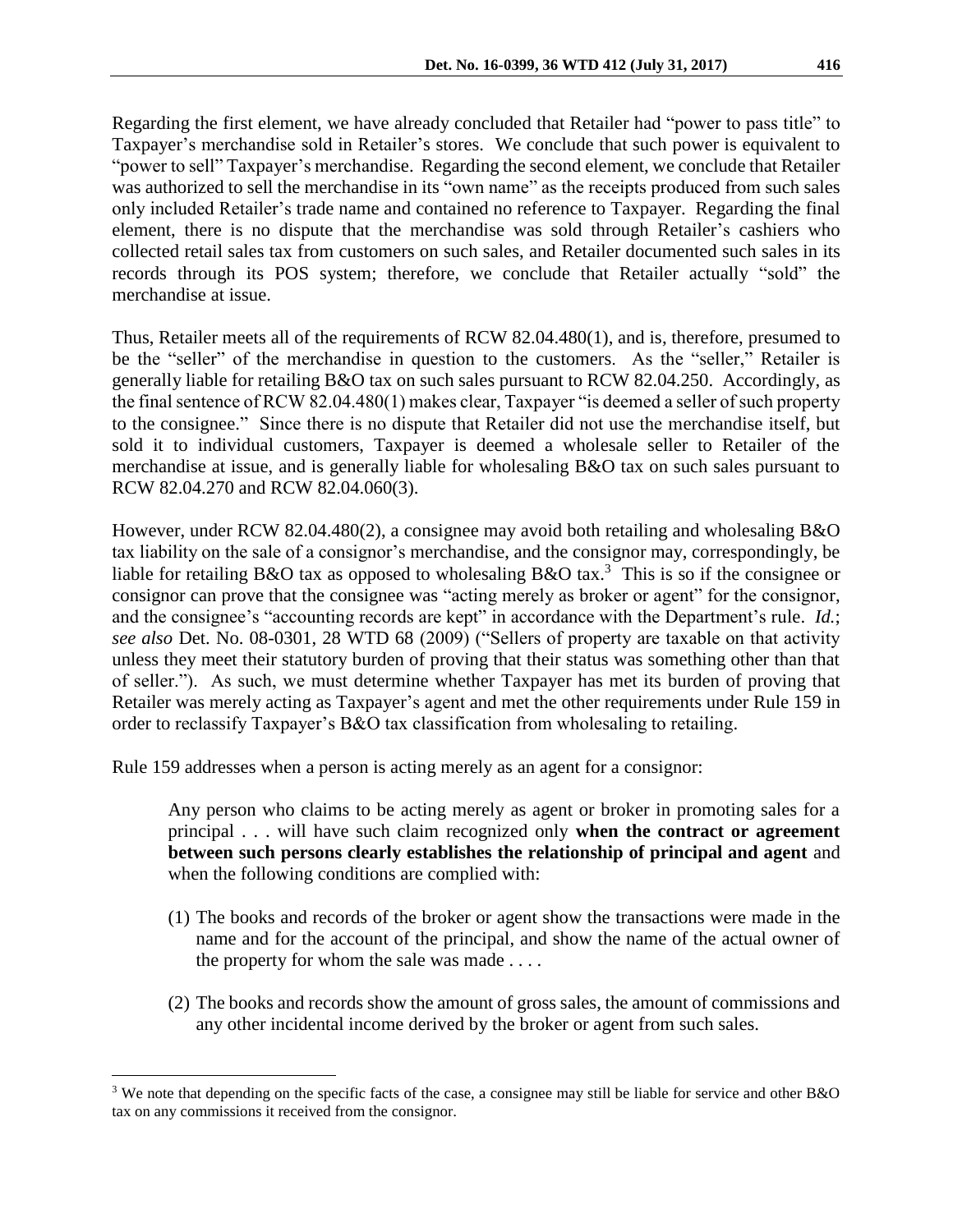Regarding the first element, we have already concluded that Retailer had "power to pass title" to Taxpayer's merchandise sold in Retailer's stores. We conclude that such power is equivalent to "power to sell" Taxpayer's merchandise. Regarding the second element, we conclude that Retailer was authorized to sell the merchandise in its "own name" as the receipts produced from such sales only included Retailer's trade name and contained no reference to Taxpayer. Regarding the final element, there is no dispute that the merchandise was sold through Retailer's cashiers who collected retail sales tax from customers on such sales, and Retailer documented such sales in its records through its POS system; therefore, we conclude that Retailer actually "sold" the merchandise at issue.

Thus, Retailer meets all of the requirements of RCW 82.04.480(1), and is, therefore, presumed to be the "seller" of the merchandise in question to the customers. As the "seller," Retailer is generally liable for retailing B&O tax on such sales pursuant to RCW 82.04.250. Accordingly, as the final sentence of RCW 82.04.480(1) makes clear, Taxpayer "is deemed a seller of such property to the consignee." Since there is no dispute that Retailer did not use the merchandise itself, but sold it to individual customers, Taxpayer is deemed a wholesale seller to Retailer of the merchandise at issue, and is generally liable for wholesaling B&O tax on such sales pursuant to RCW 82.04.270 and RCW 82.04.060(3).

However, under RCW 82.04.480(2), a consignee may avoid both retailing and wholesaling B&O tax liability on the sale of a consignor's merchandise, and the consignor may, correspondingly, be liable for retailing B&O tax as opposed to wholesaling B&O tax.[3] This is so if the consignee or consignor can prove that the consignee was "acting merely as broker or agent" for the consignor, and the consignee's "accounting records are kept" in accordance with the Department's rule. *Id.*; *see also* Det. No. 08-0301, 28 WTD 68 (2009) ("Sellers of property are taxable on that activity unless they meet their statutory burden of proving that their status was something other than that of seller."). As such, we must determine whether Taxpayer has met its burden of proving that Retailer was merely acting as Taxpayer's agent and met the other requirements under Rule 159 in order to reclassify Taxpayer's B&O tax classification from wholesaling to retailing.

Rule 159 addresses when a person is acting merely as an agent for a consignor:

> Any person who claims to be acting merely as agent or broker in promoting sales for a principal . . . will have such claim recognized only **when the contract or agreement between such persons clearly establishes the relationship of principal and agent** and when the following conditions are complied with:
>
> (1) The books and records of the broker or agent show the transactions were made in the name and for the account of the principal, and show the name of the actual owner of the property for whom the sale was made . . . .
>
> (2) The books and records show the amount of gross sales, the amount of commissions and any other incidental income derived by the broker or agent from such sales.

---

[3] We note that depending on the specific facts of the case, a consignee may still be liable for service and other B&O tax on any commissions it received from the consignor.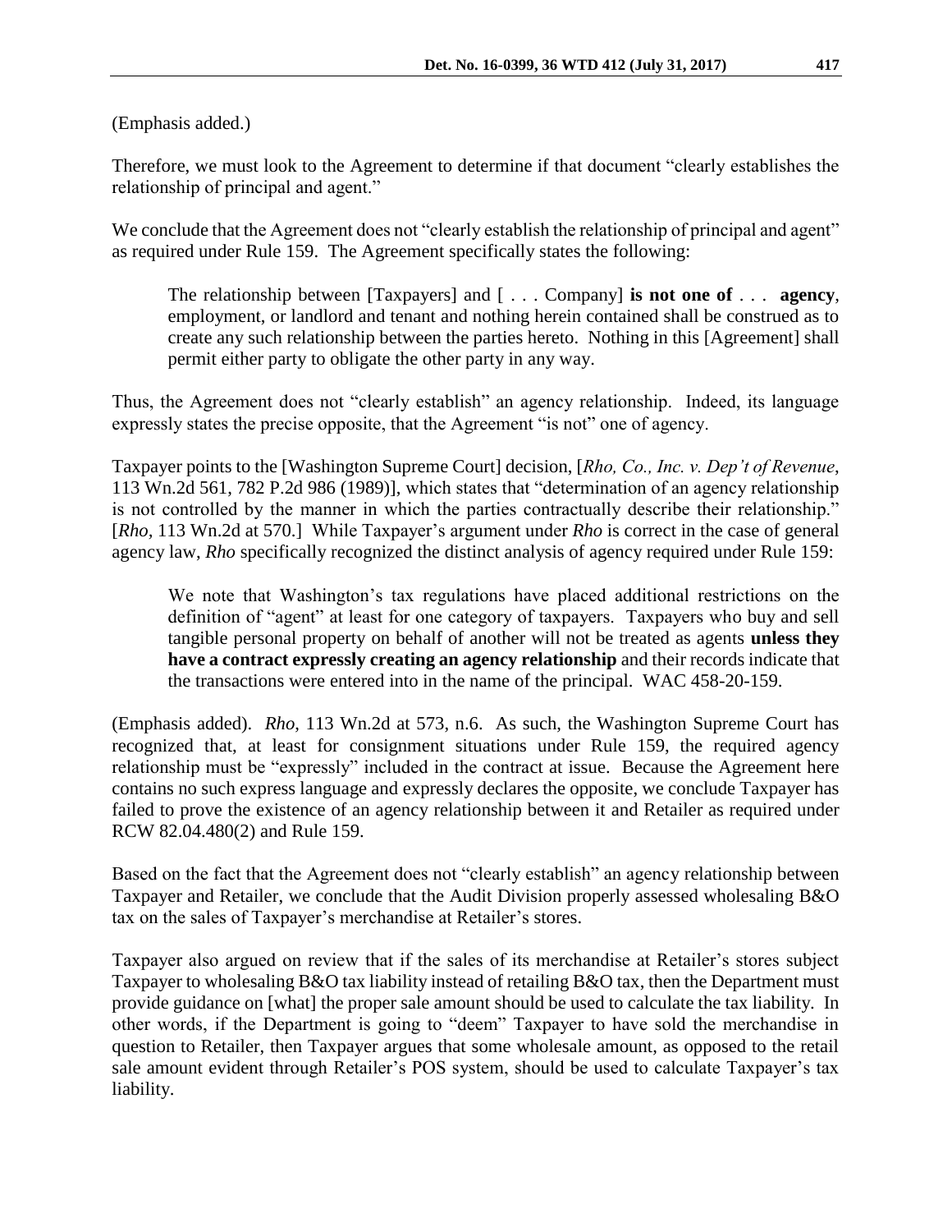(Emphasis added.)

Therefore, we must look to the Agreement to determine if that document "clearly establishes the relationship of principal and agent."

We conclude that the Agreement does not "clearly establish the relationship of principal and agent" as required under Rule 159. The Agreement specifically states the following:

> The relationship between [Taxpayers] and [ . . . Company] **is not one of** . . . **agency**, employment, or landlord and tenant and nothing herein contained shall be construed as to create any such relationship between the parties hereto. Nothing in this [Agreement] shall permit either party to obligate the other party in any way.

Thus, the Agreement does not "clearly establish" an agency relationship. Indeed, its language expressly states the precise opposite, that the Agreement "is not" one of agency.

Taxpayer points to the [Washington Supreme Court] decision, [*Rho, Co., Inc. v. Dep't of Revenue*, 113 Wn.2d 561, 782 P.2d 986 (1989)], which states that "determination of an agency relationship is not controlled by the manner in which the parties contractually describe their relationship." [*Rho*, 113 Wn.2d at 570.] While Taxpayer's argument under *Rho* is correct in the case of general agency law, *Rho* specifically recognized the distinct analysis of agency required under Rule 159:

> We note that Washington's tax regulations have placed additional restrictions on the definition of "agent" at least for one category of taxpayers. Taxpayers who buy and sell tangible personal property on behalf of another will not be treated as agents **unless they have a contract expressly creating an agency relationship** and their records indicate that the transactions were entered into in the name of the principal. WAC 458-20-159.

(Emphasis added). *Rho*, 113 Wn.2d at 573, n.6. As such, the Washington Supreme Court has recognized that, at least for consignment situations under Rule 159, the required agency relationship must be "expressly" included in the contract at issue. Because the Agreement here contains no such express language and expressly declares the opposite, we conclude Taxpayer has failed to prove the existence of an agency relationship between it and Retailer as required under RCW 82.04.480(2) and Rule 159.

Based on the fact that the Agreement does not "clearly establish" an agency relationship between Taxpayer and Retailer, we conclude that the Audit Division properly assessed wholesaling B&O tax on the sales of Taxpayer's merchandise at Retailer's stores.

Taxpayer also argued on review that if the sales of its merchandise at Retailer's stores subject Taxpayer to wholesaling B&O tax liability instead of retailing B&O tax, then the Department must provide guidance on [what] the proper sale amount should be used to calculate the tax liability. In other words, if the Department is going to "deem" Taxpayer to have sold the merchandise in question to Retailer, then Taxpayer argues that some wholesale amount, as opposed to the retail sale amount evident through Retailer's POS system, should be used to calculate Taxpayer's tax liability.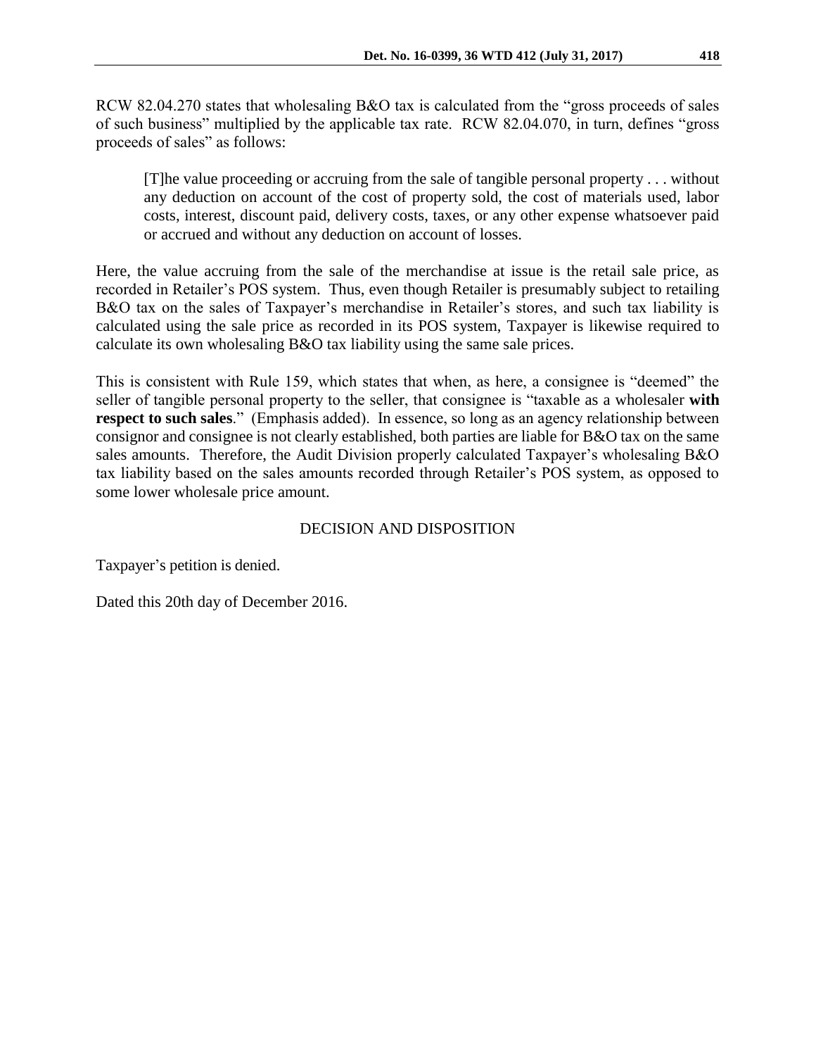RCW 82.04.270 states that wholesaling B&O tax is calculated from the "gross proceeds of sales of such business" multiplied by the applicable tax rate. RCW 82.04.070, in turn, defines "gross proceeds of sales" as follows:

> [T]he value proceeding or accruing from the sale of tangible personal property . . . without any deduction on account of the cost of property sold, the cost of materials used, labor costs, interest, discount paid, delivery costs, taxes, or any other expense whatsoever paid or accrued and without any deduction on account of losses.

Here, the value accruing from the sale of the merchandise at issue is the retail sale price, as recorded in Retailer's POS system. Thus, even though Retailer is presumably subject to retailing B&O tax on the sales of Taxpayer's merchandise in Retailer's stores, and such tax liability is calculated using the sale price as recorded in its POS system, Taxpayer is likewise required to calculate its own wholesaling B&O tax liability using the same sale prices.

This is consistent with Rule 159, which states that when, as here, a consignee is "deemed" the seller of tangible personal property to the seller, that consignee is "taxable as a wholesaler **with respect to such sales**." (Emphasis added). In essence, so long as an agency relationship between consignor and consignee is not clearly established, both parties are liable for B&O tax on the same sales amounts. Therefore, the Audit Division properly calculated Taxpayer's wholesaling B&O tax liability based on the sales amounts recorded through Retailer's POS system, as opposed to some lower wholesale price amount.

## DECISION AND DISPOSITION

Taxpayer's petition is denied.

Dated this 20th day of December 2016.